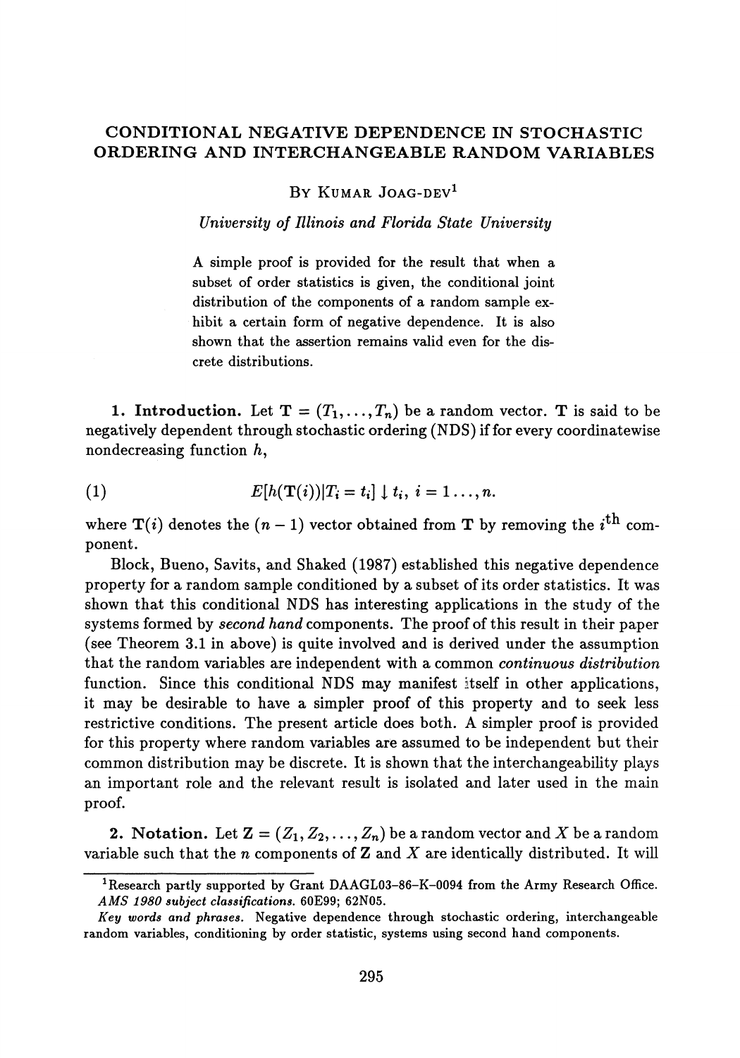# CONDITIONAL NEGATIVE DEPENDENCE IN STOCHASTIC ORDERING AND INTERCHANGEABLE RANDOM VARIABLES

By Kumar Joag-dev[1]

*University of Illinois and Florida State University*

A simple proof is provided for the result that when a subset of order statistics is given, the conditional joint distribution of the components of a random sample exhibit a certain form of negative dependence. It is also shown that the assertion remains valid even for the discrete distributions.

**1. Introduction.** Let $\mathbf{T} = (T_1, \ldots, T_n)$ be a random vector. $\mathbf{T}$ is said to be negatively dependent through stochastic ordering (NDS) if for every coordinatewise nondecreasing function $h$,

$$E[h(\mathbf{T}(i))|T_i = t_i] \downarrow t_i, \ i = 1 \ldots, n. \tag{1}$$

where $\mathbf{T}(i)$ denotes the $(n-1)$ vector obtained from $\mathbf{T}$ by removing the $i^{\text{th}}$ component.

Block, Bueno, Savits, and Shaked (1987) established this negative dependence property for a random sample conditioned by a subset of its order statistics. It was shown that this conditional NDS has interesting applications in the study of the systems formed by *second hand* components. The proof of this result in their paper (see Theorem 3.1 in above) is quite involved and is derived under the assumption that the random variables are independent with a common *continuous distribution* function. Since this conditional NDS may manifest itself in other applications, it may be desirable to have a simpler proof of this property and to seek less restrictive conditions. The present article does both. A simpler proof is provided for this property where random variables are assumed to be independent but their common distribution may be discrete. It is shown that the interchangeability plays an important role and the relevant result is isolated and later used in the main proof.

**2. Notation.** Let $\mathbf{Z} = (Z_1, Z_2, \ldots, Z_n)$ be a random vector and $X$ be a random variable such that the $n$ components of $\mathbf{Z}$ and $X$ are identically distributed. It will

---

[1] Research partly supported by Grant DAAGL03-86-K-0094 from the Army Research Office.

*AMS 1980 subject classifications.* 60E99; 62N05.

*Key words and phrases.* Negative dependence through stochastic ordering, interchangeable random variables, conditioning by order statistic, systems using second hand components.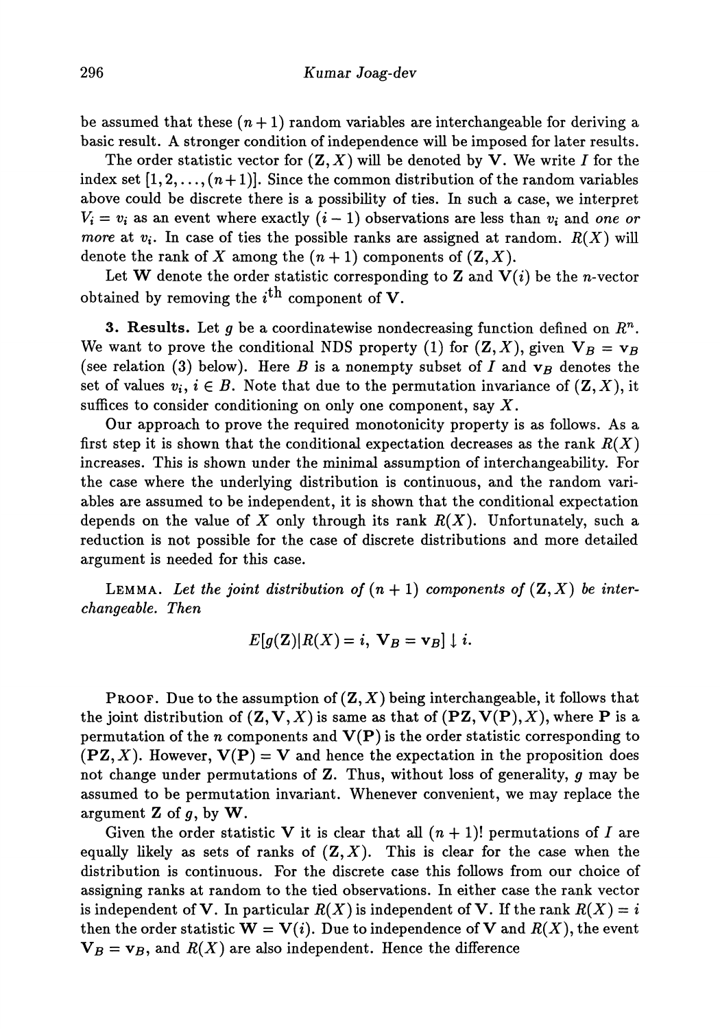be assumed that these $(n+1)$ random variables are interchangeable for deriving a basic result. A stronger condition of independence will be imposed for later results.

The order statistic vector for $(\mathbf{Z}, X)$ will be denoted by $\mathbf{V}$. We write $I$ for the index set $[1, 2, \ldots, (n+1)]$. Since the common distribution of the random variables above could be discrete there is a possibility of ties. In such a case, we interpret $V_i = v_i$ as an event where exactly $(i-1)$ observations are less than $v_i$ and *one or more* at $v_i$. In case of ties the possible ranks are assigned at random. $R(X)$ will denote the rank of $X$ among the $(n+1)$ components of $(\mathbf{Z}, X)$.

Let $\mathbf{W}$ denote the order statistic corresponding to $\mathbf{Z}$ and $\mathbf{V}(i)$ be the $n$-vector obtained by removing the $i^{\text{th}}$ component of $\mathbf{V}$.

**3. Results.** Let $g$ be a coordinatewise nondecreasing function defined on $R^n$. We want to prove the conditional NDS property (1) for $(\mathbf{Z}, X)$, given $\mathbf{V}_B = \mathbf{v}_B$ (see relation (3) below). Here $B$ is a nonempty subset of $I$ and $\mathbf{v}_B$ denotes the set of values $v_i$, $i \in B$. Note that due to the permutation invariance of $(\mathbf{Z}, X)$, it suffices to consider conditioning on only one component, say $X$.

Our approach to prove the required monotonicity property is as follows. As a first step it is shown that the conditional expectation decreases as the rank $R(X)$ increases. This is shown under the minimal assumption of interchangeability. For the case where the underlying distribution is continuous, and the random variables are assumed to be independent, it is shown that the conditional expectation depends on the value of $X$ only through its rank $R(X)$. Unfortunately, such a reduction is not possible for the case of discrete distributions and more detailed argument is needed for this case.

LEMMA. *Let the joint distribution of $(n+1)$ components of $(\mathbf{Z}, X)$ be interchangeable. Then*

$$E[g(\mathbf{Z}) | R(X) = i,\ \mathbf{V}_B = \mathbf{v}_B] \downarrow i.$$

PROOF. Due to the assumption of $(\mathbf{Z}, X)$ being interchangeable, it follows that the joint distribution of $(\mathbf{Z}, \mathbf{V}, X)$ is same as that of $(\mathbf{PZ}, \mathbf{V}(\mathbf{P}), X)$, where $\mathbf{P}$ is a permutation of the $n$ components and $\mathbf{V}(\mathbf{P})$ is the order statistic corresponding to $(\mathbf{PZ}, X)$. However, $\mathbf{V}(\mathbf{P}) = \mathbf{V}$ and hence the expectation in the proposition does not change under permutations of $\mathbf{Z}$. Thus, without loss of generality, $g$ may be assumed to be permutation invariant. Whenever convenient, we may replace the argument $\mathbf{Z}$ of $g$, by $\mathbf{W}$.

Given the order statistic $\mathbf{V}$ it is clear that all $(n+1)!$ permutations of $I$ are equally likely as sets of ranks of $(\mathbf{Z}, X)$. This is clear for the case when the distribution is continuous. For the discrete case this follows from our choice of assigning ranks at random to the tied observations. In either case the rank vector is independent of $\mathbf{V}$. In particular $R(X)$ is independent of $\mathbf{V}$. If the rank $R(X) = i$ then the order statistic $\mathbf{W} = \mathbf{V}(i)$. Due to independence of $\mathbf{V}$ and $R(X)$, the event $\mathbf{V}_B = \mathbf{v}_B$, and $R(X)$ are also independent. Hence the difference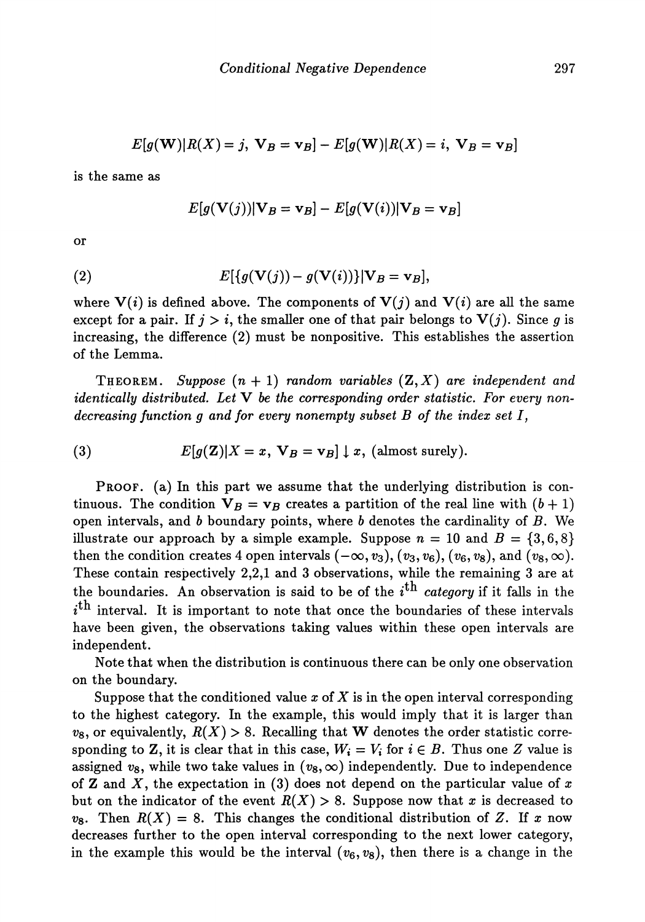$$E[g(\mathbf{W})|R(X) = j,\ \mathbf{V}_B = \mathbf{v}_B] - E[g(\mathbf{W})|R(X) = i,\ \mathbf{V}_B = \mathbf{v}_B]$$

is the same as

$$E[g(\mathbf{V}(j))|\mathbf{V}_B = \mathbf{v}_B] - E[g(\mathbf{V}(i))|\mathbf{V}_B = \mathbf{v}_B]$$

or

$$E[\{g(\mathbf{V}(j)) - g(\mathbf{V}(i))\}|\mathbf{V}_B = \mathbf{v}_B], \tag{2}$$

where $\mathbf{V}(i)$ is defined above. The components of $\mathbf{V}(j)$ and $\mathbf{V}(i)$ are all the same except for a pair. If $j > i$, the smaller one of that pair belongs to $\mathbf{V}(j)$. Since $g$ is increasing, the difference (2) must be nonpositive. This establishes the assertion of the Lemma.

THEOREM. *Suppose $(n+1)$ random variables $(\mathbf{Z}, X)$ are independent and identically distributed. Let $\mathbf{V}$ be the corresponding order statistic. For every non-decreasing function $g$ and for every nonempty subset $B$ of the index set $I$,*

$$E[g(\mathbf{Z})|X = x,\ \mathbf{V}_B = \mathbf{v}_B] \downarrow x, \text{ (almost surely).} \tag{3}$$

PROOF. (a) In this part we assume that the underlying distribution is continuous. The condition $\mathbf{V}_B = \mathbf{v}_B$ creates a partition of the real line with $(b+1)$ open intervals, and $b$ boundary points, where $b$ denotes the cardinality of $B$. We illustrate our approach by a simple example. Suppose $n = 10$ and $B = \{3, 6, 8\}$ then the condition creates 4 open intervals $(-\infty, v_3)$, $(v_3, v_6)$, $(v_6, v_8)$, and $(v_8, \infty)$. These contain respectively 2,2,1 and 3 observations, while the remaining 3 are at the boundaries. An observation is said to be of the $i^{\text{th}}$ *category* if it falls in the $i^{\text{th}}$ interval. It is important to note that once the boundaries of these intervals have been given, the observations taking values within these open intervals are independent.

Note that when the distribution is continuous there can be only one observation on the boundary.

Suppose that the conditioned value $x$ of $X$ is in the open interval corresponding to the highest category. In the example, this would imply that it is larger than $v_8$, or equivalently, $R(X) > 8$. Recalling that $\mathbf{W}$ denotes the order statistic corresponding to $\mathbf{Z}$, it is clear that in this case, $W_i = V_i$ for $i \in B$. Thus one $Z$ value is assigned $v_8$, while two take values in $(v_8, \infty)$ independently. Due to independence of $\mathbf{Z}$ and $X$, the expectation in (3) does not depend on the particular value of $x$ but on the indicator of the event $R(X) > 8$. Suppose now that $x$ is decreased to $v_8$. Then $R(X) = 8$. This changes the conditional distribution of $Z$. If $x$ now decreases further to the open interval corresponding to the next lower category, in the example this would be the interval $(v_6, v_8)$, then there is a change in the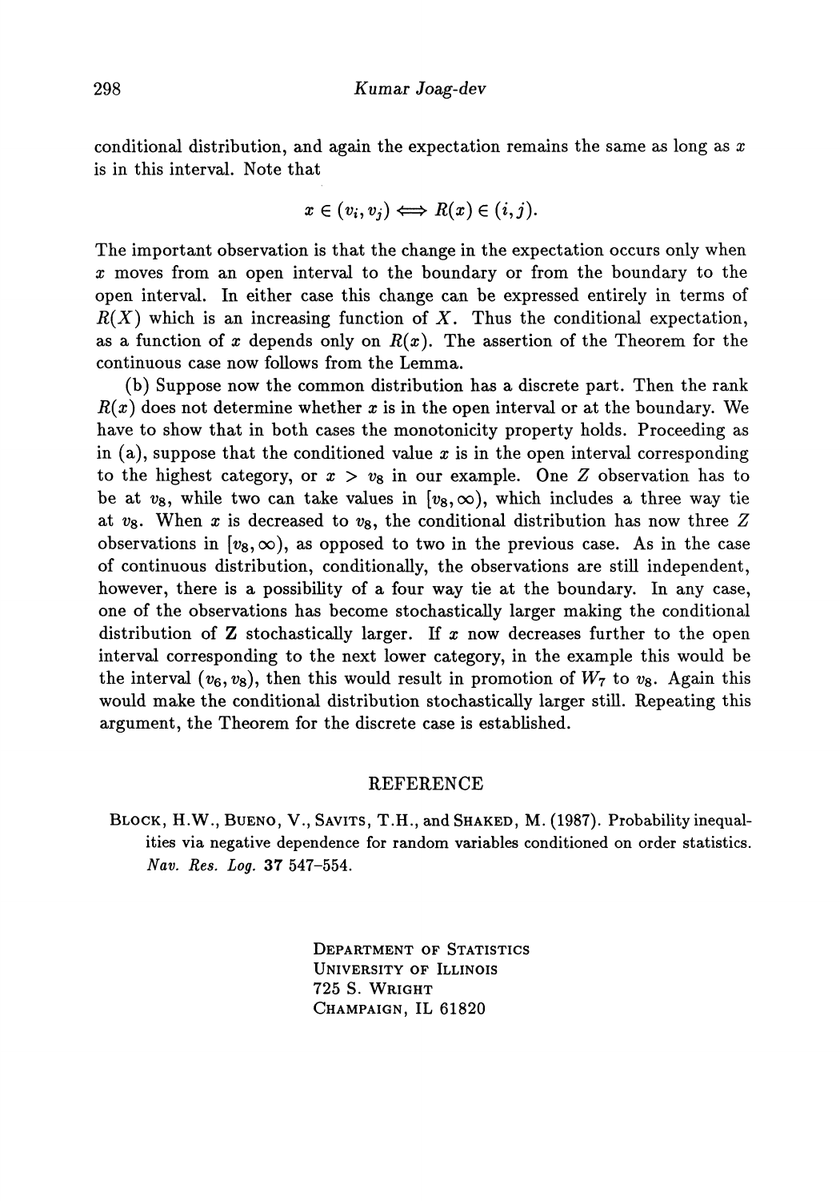conditional distribution, and again the expectation remains the same as long as $x$ is in this interval. Note that

$$x \in (v_i, v_j) \Longleftrightarrow R(x) \in (i, j).$$

The important observation is that the change in the expectation occurs only when $x$ moves from an open interval to the boundary or from the boundary to the open interval. In either case this change can be expressed entirely in terms of $R(X)$ which is an increasing function of $X$. Thus the conditional expectation, as a function of $x$ depends only on $R(x)$. The assertion of the Theorem for the continuous case now follows from the Lemma.

(b) Suppose now the common distribution has a discrete part. Then the rank $R(x)$ does not determine whether $x$ is in the open interval or at the boundary. We have to show that in both cases the monotonicity property holds. Proceeding as in (a), suppose that the conditioned value $x$ is in the open interval corresponding to the highest category, or $x > v_8$ in our example. One $Z$ observation has to be at $v_8$, while two can take values in $[v_8, \infty)$, which includes a three way tie at $v_8$. When $x$ is decreased to $v_8$, the conditional distribution has now three $Z$ observations in $[v_8, \infty)$, as opposed to two in the previous case. As in the case of continuous distribution, conditionally, the observations are still independent, however, there is a possibility of a four way tie at the boundary. In any case, one of the observations has become stochastically larger making the conditional distribution of $\mathbf{Z}$ stochastically larger. If $x$ now decreases further to the open interval corresponding to the next lower category, in the example this would be the interval $(v_6, v_8)$, then this would result in promotion of $W_7$ to $v_8$. Again this would make the conditional distribution stochastically larger still. Repeating this argument, the Theorem for the discrete case is established.

## REFERENCE

BLOCK, H.W., BUENO, V., SAVITS, T.H., and SHAKED, M. (1987). Probability inequalities via negative dependence for random variables conditioned on order statistics. *Nav. Res. Log.* **37** 547–554.

DEPARTMENT OF STATISTICS
UNIVERSITY OF ILLINOIS
725 S. WRIGHT
CHAMPAIGN, IL 61820